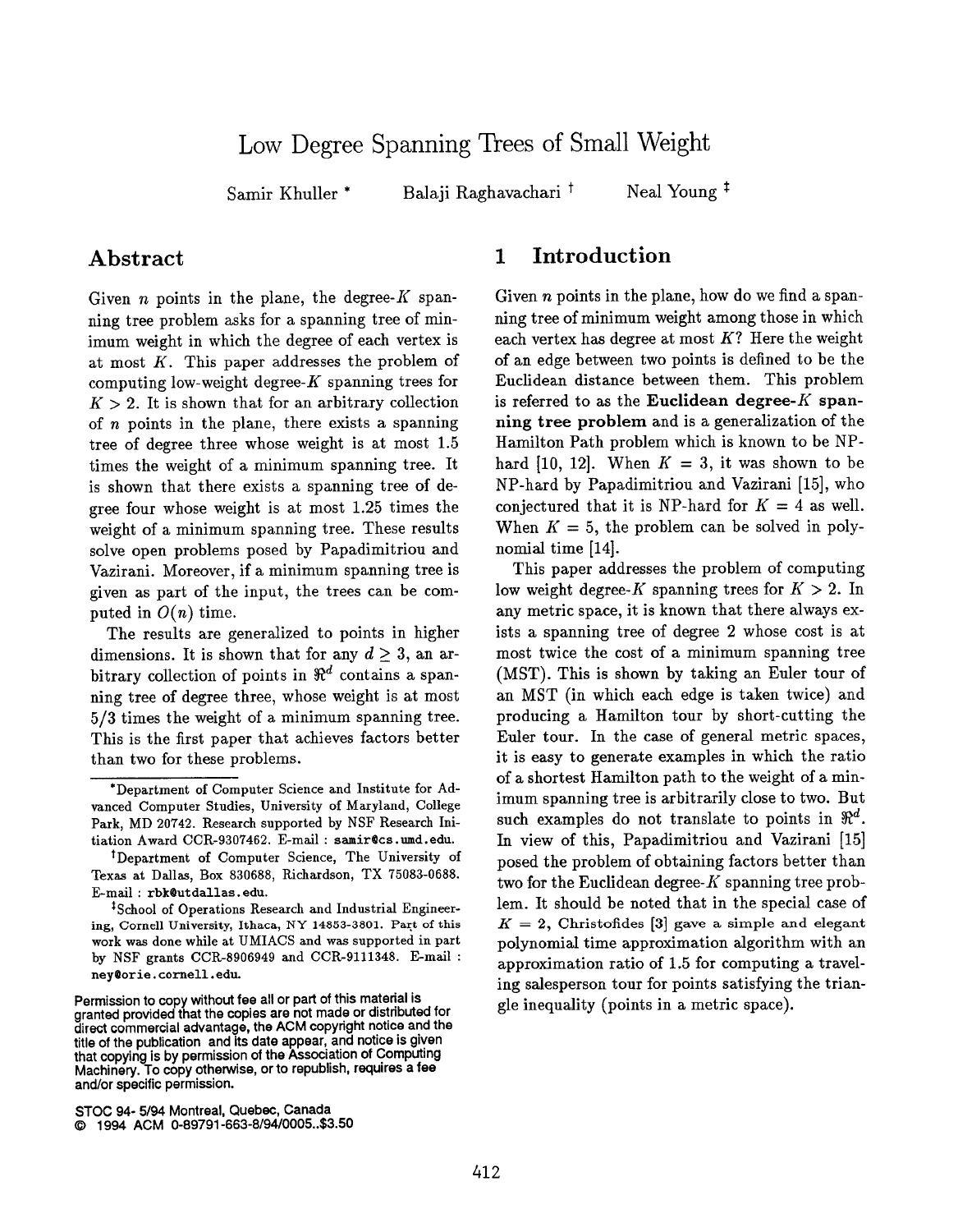# Low Degree Spanning Trees of Small Weight

Samir Khuller [*] Balaji Raghavachari [†] Neal Young [‡]

## Abstract

Given $n$ points in the plane, the degree-$K$ spanning tree problem asks for a spanning tree of minimum weight in which the degree of each vertex is at most $K$. This paper addresses the problem of computing low-weight degree-$K$ spanning trees for $K > 2$. It is shown that for an arbitrary collection of $n$ points in the plane, there exists a spanning tree of degree three whose weight is at most 1.5 times the weight of a minimum spanning tree. It is shown that there exists a spanning tree of degree four whose weight is at most 1.25 times the weight of a minimum spanning tree. These results solve open problems posed by Papadimitriou and Vazirani. Moreover, if a minimum spanning tree is given as part of the input, the trees can be computed in $O(n)$ time.

The results are generalized to points in higher dimensions. It is shown that for any $d \geq 3$, an arbitrary collection of points in $\Re^d$ contains a spanning tree of degree three, whose weight is at most 5/3 times the weight of a minimum spanning tree. This is the first paper that achieves factors better than two for these problems.

[*] Department of Computer Science and Institute for Advanced Computer Studies, University of Maryland, College Park, MD 20742. Research supported by NSF Research Initiation Award CCR-9307462. E-mail : samir@cs.umd.edu.

[†] Department of Computer Science, The University of Texas at Dallas, Box 830688, Richardson, TX 75083-0688. E-mail : rbk@utdallas.edu.

[‡] School of Operations Research and Industrial Engineering, Cornell University, Ithaca, NY 14853-3801. Part of this work was done while at UMIACS and was supported in part by NSF grants CCR-8906949 and CCR-9111348. E-mail : ney@orie.cornell.edu.

Permission to copy without fee all or part of this material is granted provided that the copies are not made or distributed for direct commercial advantage, the ACM copyright notice and the title of the publication and its date appear, and notice is given that copying is by permission of the Association of Computing Machinery. To copy otherwise, or to republish, requires a fee and/or specific permission.

STOC 94- 5/94 Montreal, Quebec, Canada
© 1994 ACM 0-89791-663-8/94/0005..$3.50

## 1 Introduction

Given $n$ points in the plane, how do we find a spanning tree of minimum weight among those in which each vertex has degree at most $K$? Here the weight of an edge between two points is defined to be the Euclidean distance between them. This problem is referred to as the **Euclidean degree-$K$ spanning tree problem** and is a generalization of the Hamilton Path problem which is known to be NP-hard [10, 12]. When $K = 3$, it was shown to be NP-hard by Papadimitriou and Vazirani [15], who conjectured that it is NP-hard for $K = 4$ as well. When $K = 5$, the problem can be solved in polynomial time [14].

This paper addresses the problem of computing low weight degree-$K$ spanning trees for $K > 2$. In any metric space, it is known that there always exists a spanning tree of degree 2 whose cost is at most twice the cost of a minimum spanning tree (MST). This is shown by taking an Euler tour of an MST (in which each edge is taken twice) and producing a Hamilton tour by short-cutting the Euler tour. In the case of general metric spaces, it is easy to generate examples in which the ratio of a shortest Hamilton path to the weight of a minimum spanning tree is arbitrarily close to two. But such examples do not translate to points in $\Re^d$. In view of this, Papadimitriou and Vazirani [15] posed the problem of obtaining factors better than two for the Euclidean degree-$K$ spanning tree problem. It should be noted that in the special case of $K = 2$, Christofides [3] gave a simple and elegant polynomial time approximation algorithm with an approximation ratio of 1.5 for computing a traveling salesperson tour for points satisfying the triangle inequality (points in a metric space).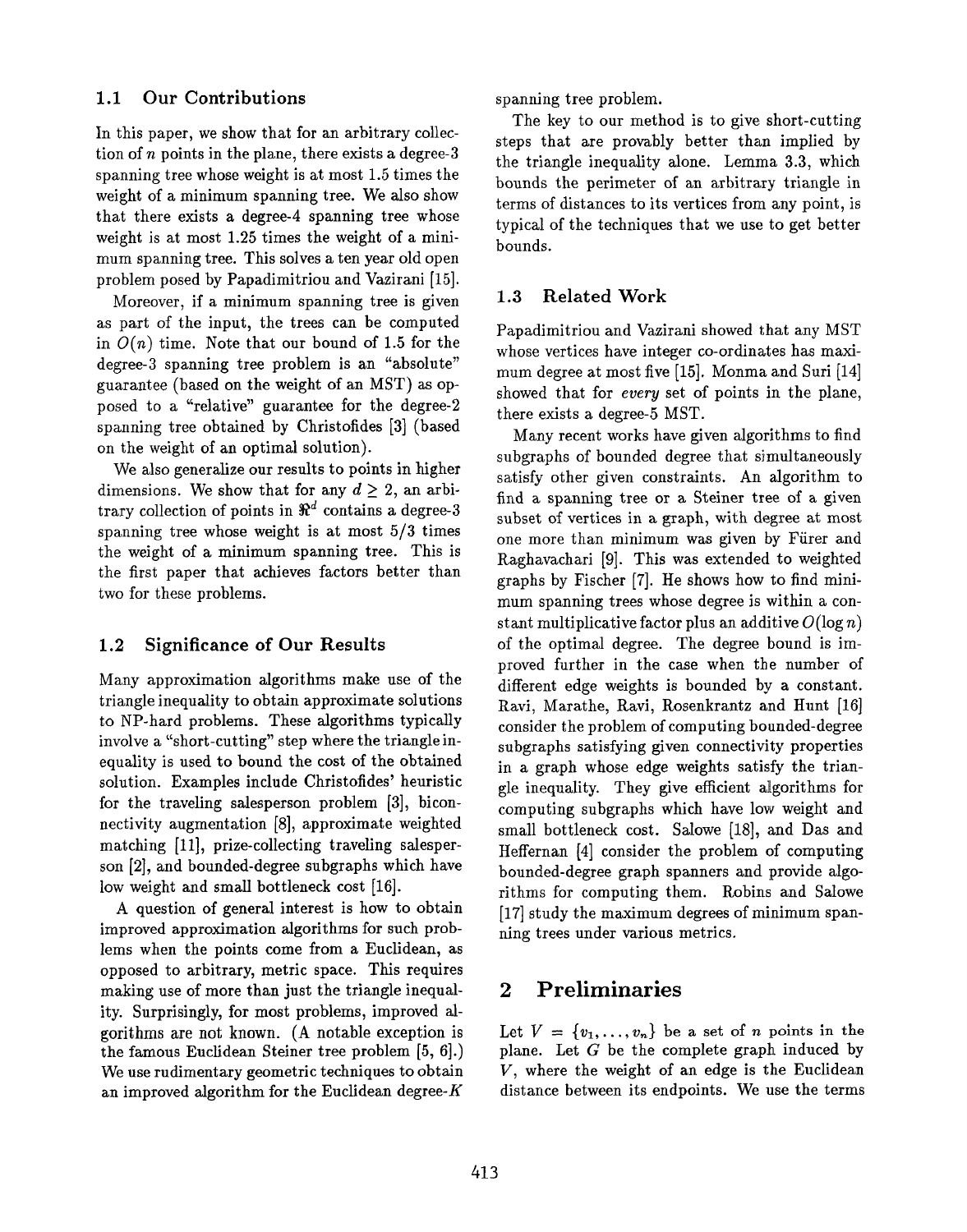### 1.1 Our Contributions

In this paper, we show that for an arbitrary collection of $n$ points in the plane, there exists a degree-3 spanning tree whose weight is at most 1.5 times the weight of a minimum spanning tree. We also show that there exists a degree-4 spanning tree whose weight is at most 1.25 times the weight of a minimum spanning tree. This solves a ten year old open problem posed by Papadimitriou and Vazirani [15].

Moreover, if a minimum spanning tree is given as part of the input, the trees can be computed in $O(n)$ time. Note that our bound of 1.5 for the degree-3 spanning tree problem is an "absolute" guarantee (based on the weight of an MST) as opposed to a "relative" guarantee for the degree-2 spanning tree obtained by Christofides [3] (based on the weight of an optimal solution).

We also generalize our results to points in higher dimensions. We show that for any $d \geq 2$, an arbitrary collection of points in $\Re^d$ contains a degree-3 spanning tree whose weight is at most 5/3 times the weight of a minimum spanning tree. This is the first paper that achieves factors better than two for these problems.

### 1.2 Significance of Our Results

Many approximation algorithms make use of the triangle inequality to obtain approximate solutions to NP-hard problems. These algorithms typically involve a "short-cutting" step where the triangle inequality is used to bound the cost of the obtained solution. Examples include Christofides' heuristic for the traveling salesperson problem [3], biconnectivity augmentation [8], approximate weighted matching [11], prize-collecting traveling salesperson [2], and bounded-degree subgraphs which have low weight and small bottleneck cost [16].

A question of general interest is how to obtain improved approximation algorithms for such problems when the points come from a Euclidean, as opposed to arbitrary, metric space. This requires making use of more than just the triangle inequality. Surprisingly, for most problems, improved algorithms are not known. (A notable exception is the famous Euclidean Steiner tree problem [5, 6].) We use rudimentary geometric techniques to obtain an improved algorithm for the Euclidean degree-$K$ spanning tree problem.

The key to our method is to give short-cutting steps that are provably better than implied by the triangle inequality alone. Lemma 3.3, which bounds the perimeter of an arbitrary triangle in terms of distances to its vertices from any point, is typical of the techniques that we use to get better bounds.

### 1.3 Related Work

Papadimitriou and Vazirani showed that any MST whose vertices have integer co-ordinates has maximum degree at most five [15]. Monma and Suri [14] showed that for *every* set of points in the plane, there exists a degree-5 MST.

Many recent works have given algorithms to find subgraphs of bounded degree that simultaneously satisfy other given constraints. An algorithm to find a spanning tree or a Steiner tree of a given subset of vertices in a graph, with degree at most one more than minimum was given by Fürer and Raghavachari [9]. This was extended to weighted graphs by Fischer [7]. He shows how to find minimum spanning trees whose degree is within a constant multiplicative factor plus an additive $O(\log n)$ of the optimal degree. The degree bound is improved further in the case when the number of different edge weights is bounded by a constant. Ravi, Marathe, Ravi, Rosenkrantz and Hunt [16] consider the problem of computing bounded-degree subgraphs satisfying given connectivity properties in a graph whose edge weights satisfy the triangle inequality. They give efficient algorithms for computing subgraphs which have low weight and small bottleneck cost. Salowe [18], and Das and Heffernan [4] consider the problem of computing bounded-degree graph spanners and provide algorithms for computing them. Robins and Salowe [17] study the maximum degrees of minimum spanning trees under various metrics.

## 2 Preliminaries

Let $V = \{v_1, \ldots, v_n\}$ be a set of $n$ points in the plane. Let $G$ be the complete graph induced by $V$, where the weight of an edge is the Euclidean distance between its endpoints. We use the terms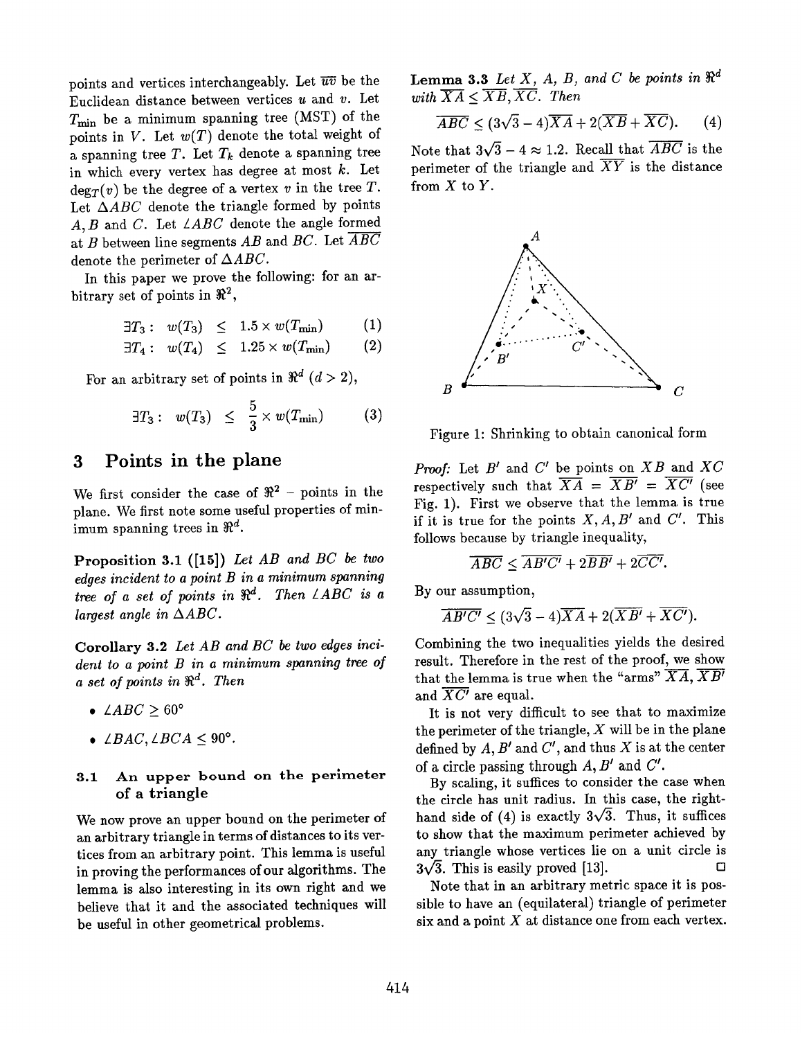points and vertices interchangeably. Let $\overline{uv}$ be the Euclidean distance between vertices $u$ and $v$. Let $T_{\min}$ be a minimum spanning tree (MST) of the points in $V$. Let $w(T)$ denote the total weight of a spanning tree $T$. Let $T_k$ denote a spanning tree in which every vertex has degree at most $k$. Let $\deg_T(v)$ be the degree of a vertex $v$ in the tree $T$. Let $\Delta ABC$ denote the triangle formed by points $A, B$ and $C$. Let $\angle ABC$ denote the angle formed at $B$ between line segments $AB$ and $BC$. Let $\overline{ABC}$ denote the perimeter of $\Delta ABC$.

In this paper we prove the following: for an arbitrary set of points in $\Re^2$,

$$\exists T_3 : \; w(T_3) \;\leq\; 1.5 \times w(T_{\min}) \qquad (1)$$

$$\exists T_4 : \; w(T_4) \;\leq\; 1.25 \times w(T_{\min}) \qquad (2)$$

For an arbitrary set of points in $\Re^d$ $(d > 2)$,

$$\exists T_3 : \; w(T_3) \;\leq\; \frac{5}{3} \times w(T_{\min}) \qquad (3)$$

# 3 Points in the plane

We first consider the case of $\Re^2$ – points in the plane. We first note some useful properties of minimum spanning trees in $\Re^d$.

**Proposition 3.1 ([15])** *Let $AB$ and $BC$ be two edges incident to a point $B$ in a minimum spanning tree of a set of points in $\Re^d$. Then $\angle ABC$ is a largest angle in $\Delta ABC$.*

**Corollary 3.2** *Let $AB$ and $BC$ be two edges incident to a point $B$ in a minimum spanning tree of a set of points in $\Re^d$. Then*

- $\angle ABC \geq 60°$
- $\angle BAC, \angle BCA \leq 90°$.

## 3.1 An upper bound on the perimeter of a triangle

We now prove an upper bound on the perimeter of an arbitrary triangle in terms of distances to its vertices from an arbitrary point. This lemma is useful in proving the performances of our algorithms. The lemma is also interesting in its own right and we believe that it and the associated techniques will be useful in other geometrical problems.

**Lemma 3.3** *Let $X$, $A$, $B$, and $C$ be points in $\Re^d$ with $\overline{XA} \leq \overline{XB}, \overline{XC}$. Then*

$$\overline{ABC} \leq (3\sqrt{3} - 4)\overline{XA} + 2(\overline{XB} + \overline{XC}). \qquad (4)$$

Note that $3\sqrt{3} - 4 \approx 1.2$. Recall that $\overline{ABC}$ is the perimeter of the triangle and $\overline{XY}$ is the distance from $X$ to $Y$.

Figure 1: Shrinking to obtain canonical form

*Proof:* Let $B'$ and $C'$ be points on $XB$ and $XC$ respectively such that $\overline{XA} = \overline{XB'} = \overline{XC'}$ (see Fig. 1). First we observe that the lemma is true if it is true for the points $X, A, B'$ and $C'$. This follows because by triangle inequality,

$$\overline{ABC} \leq \overline{AB'C'} + 2\overline{BB'} + 2\overline{CC'}.$$

By our assumption,

$$\overline{AB'C'} \leq (3\sqrt{3} - 4)\overline{XA} + 2(\overline{XB'} + \overline{XC'}).$$

Combining the two inequalities yields the desired result. Therefore in the rest of the proof, we show that the lemma is true when the "arms" $\overline{XA}$, $\overline{XB'}$ and $\overline{XC'}$ are equal.

It is not very difficult to see that to maximize the perimeter of the triangle, $X$ will be in the plane defined by $A, B'$ and $C'$, and thus $X$ is at the center of a circle passing through $A, B'$ and $C'$.

By scaling, it suffices to consider the case when the circle has unit radius. In this case, the right-hand side of (4) is exactly $3\sqrt{3}$. Thus, it suffices to show that the maximum perimeter achieved by any triangle whose vertices lie on a unit circle is $3\sqrt{3}$. This is easily proved [13]. □

Note that in an arbitrary metric space it is possible to have an (equilateral) triangle of perimeter six and a point $X$ at distance one from each vertex.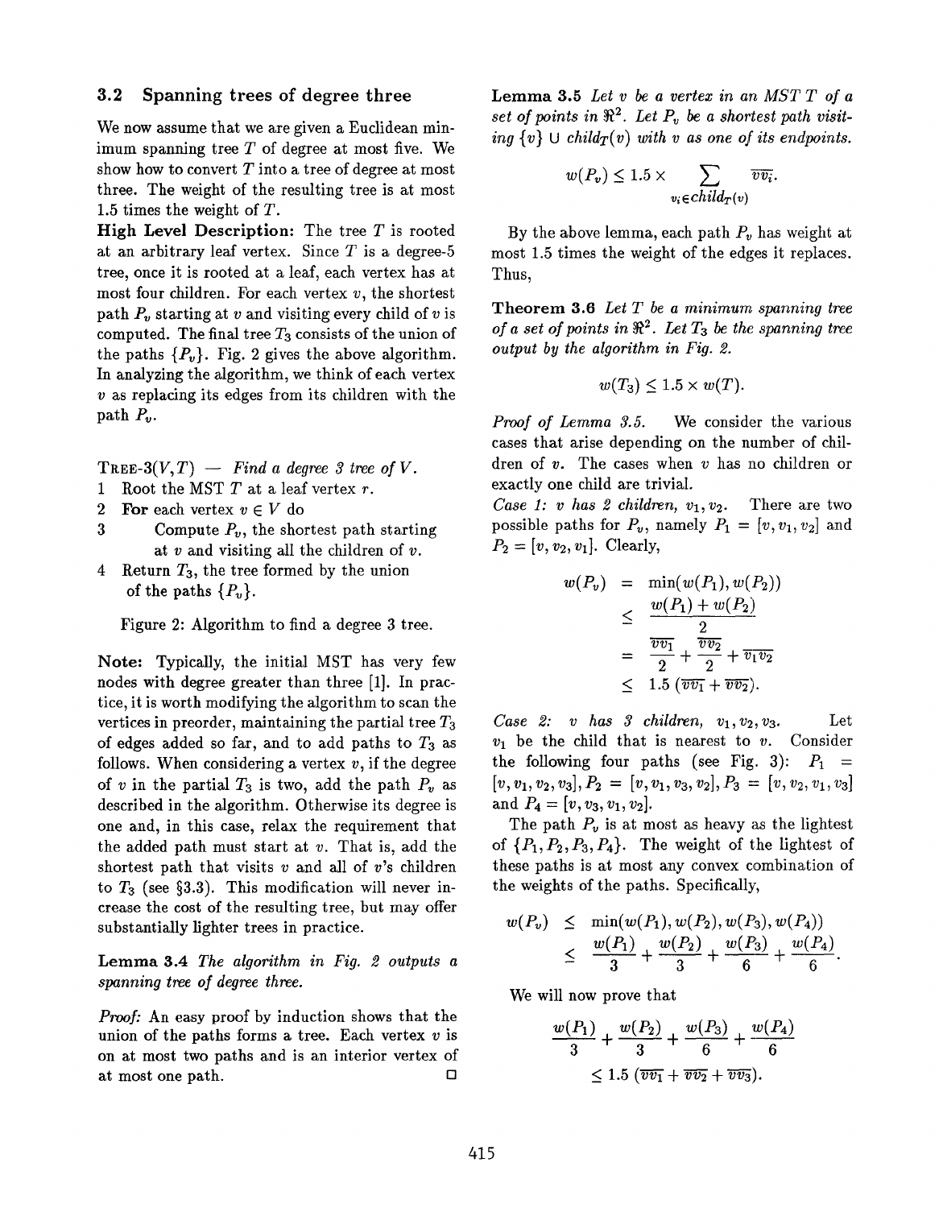### 3.2 Spanning trees of degree three

We now assume that we are given a Euclidean minimum spanning tree $T$ of degree at most five. We show how to convert $T$ into a tree of degree at most three. The weight of the resulting tree is at most 1.5 times the weight of $T$.

**High Level Description:** The tree $T$ is rooted at an arbitrary leaf vertex. Since $T$ is a degree-5 tree, once it is rooted at a leaf, each vertex has at most four children. For each vertex $v$, the shortest path $P_v$ starting at $v$ and visiting every child of $v$ is computed. The final tree $T_3$ consists of the union of the paths $\{P_v\}$. Fig. 2 gives the above algorithm. In analyzing the algorithm, we think of each vertex $v$ as replacing its edges from its children with the path $P_v$.

Tree-3$(V, T)$ — *Find a degree 3 tree of* $V$.

1. Root the MST $T$ at a leaf vertex $r$.
2. **For** each vertex $v \in V$ do
3. Compute $P_v$, the shortest path starting at $v$ and visiting all the children of $v$.
4. Return $T_3$, the tree formed by the union of the paths $\{P_v\}$.

Figure 2: Algorithm to find a degree 3 tree.

**Note:** Typically, the initial MST has very few nodes with degree greater than three [1]. In practice, it is worth modifying the algorithm to scan the vertices in preorder, maintaining the partial tree $T_3$ of edges added so far, and to add paths to $T_3$ as follows. When considering a vertex $v$, if the degree of $v$ in the partial $T_3$ is two, add the path $P_v$ as described in the algorithm. Otherwise its degree is one and, in this case, relax the requirement that the added path must start at $v$. That is, add the shortest path that visits $v$ and all of $v$'s children to $T_3$ (see §3.3). This modification will never increase the cost of the resulting tree, but may offer substantially lighter trees in practice.

**Lemma 3.4** *The algorithm in Fig. 2 outputs a spanning tree of degree three.*

*Proof:* An easy proof by induction shows that the union of the paths forms a tree. Each vertex $v$ is on at most two paths and is an interior vertex of at most one path. □

**Lemma 3.5** *Let $v$ be a vertex in an MST $T$ of a set of points in $\Re^2$. Let $P_v$ be a shortest path visiting $\{v\} \cup child_T(v)$ with $v$ as one of its endpoints.*

$$w(P_v) \leq 1.5 \times \sum_{v_i \in child_T(v)} \overline{vv_i}.$$

By the above lemma, each path $P_v$ has weight at most 1.5 times the weight of the edges it replaces. Thus,

**Theorem 3.6** *Let $T$ be a minimum spanning tree of a set of points in $\Re^2$. Let $T_3$ be the spanning tree output by the algorithm in Fig. 2.*

$$w(T_3) \leq 1.5 \times w(T).$$

*Proof of Lemma 3.5.* We consider the various cases that arise depending on the number of children of $v$. The cases when $v$ has no children or exactly one child are trivial.

*Case 1: $v$ has 2 children, $v_1, v_2$.* There are two possible paths for $P_v$, namely $P_1 = [v, v_1, v_2]$ and $P_2 = [v, v_2, v_1]$. Clearly,

$$\begin{aligned}
w(P_v) &= \min(w(P_1), w(P_2)) \\
&\leq \frac{w(P_1) + w(P_2)}{2} \\
&= \frac{\overline{vv_1}}{2} + \frac{\overline{vv_2}}{2} + \overline{v_1v_2} \\
&\leq 1.5\,(\overline{vv_1} + \overline{vv_2}).
\end{aligned}$$

*Case 2: $v$ has 3 children, $v_1, v_2, v_3$.* Let $v_1$ be the child that is nearest to $v$. Consider the following four paths (see Fig. 3): $P_1 = [v, v_1, v_2, v_3], P_2 = [v, v_1, v_3, v_2], P_3 = [v, v_2, v_1, v_3]$ and $P_4 = [v, v_3, v_1, v_2]$.

The path $P_v$ is at most as heavy as the lightest of $\{P_1, P_2, P_3, P_4\}$. The weight of the lightest of these paths is at most any convex combination of the weights of the paths. Specifically,

$$\begin{aligned}
w(P_v) &\leq \min(w(P_1), w(P_2), w(P_3), w(P_4)) \\
&\leq \frac{w(P_1)}{3} + \frac{w(P_2)}{3} + \frac{w(P_3)}{6} + \frac{w(P_4)}{6}.
\end{aligned}$$

We will now prove that

$$\frac{w(P_1)}{3} + \frac{w(P_2)}{3} + \frac{w(P_3)}{6} + \frac{w(P_4)}{6} \leq 1.5\,(\overline{vv_1} + \overline{vv_2} + \overline{vv_3}).$$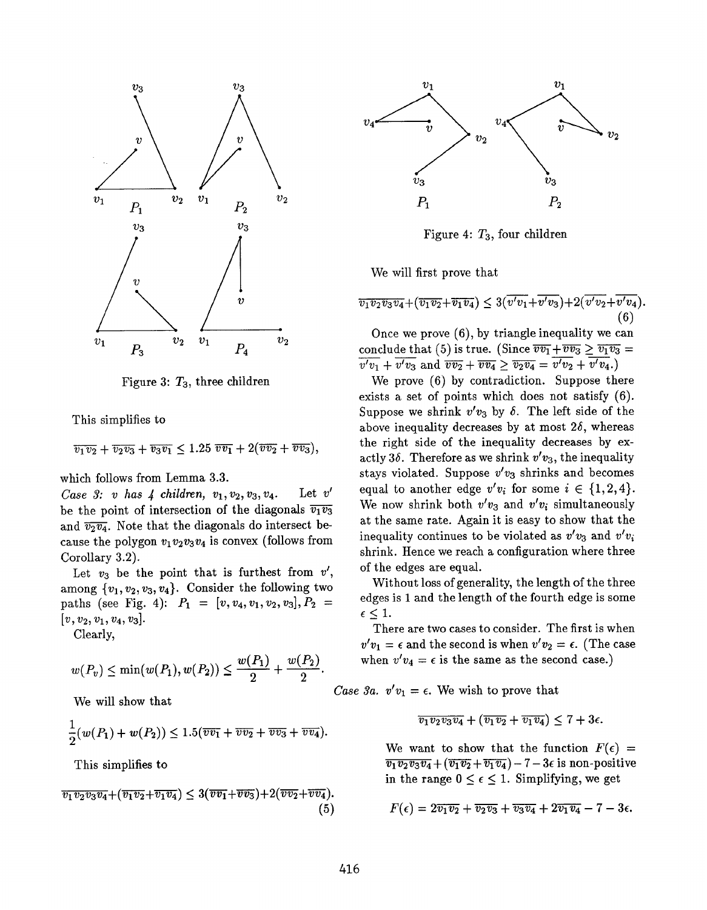Figure 3: $T_3$, three children

This simplifies to

$$\overline{v_1v_2} + \overline{v_2v_3} + \overline{v_3v_1} \leq 1.25\ \overline{vv_1} + 2(\overline{vv_2} + \overline{vv_3}),$$

which follows from Lemma 3.3.

*Case 3: v has 4 children,* $v_1, v_2, v_3, v_4$. Let $v'$ be the point of intersection of the diagonals $\overline{v_1v_3}$ and $\overline{v_2v_4}$. Note that the diagonals do intersect because the polygon $v_1v_2v_3v_4$ is convex (follows from Corollary 3.2).

Let $v_3$ be the point that is furthest from $v'$, among $\{v_1, v_2, v_3, v_4\}$. Consider the following two paths (see Fig. 4): $P_1 = [v, v_4, v_1, v_2, v_3], P_2 = [v, v_2, v_1, v_4, v_3]$.

Clearly,

$$w(P_v) \leq \min(w(P_1), w(P_2)) \leq \frac{w(P_1)}{2} + \frac{w(P_2)}{2}.$$

We will show that

$$\frac{1}{2}(w(P_1) + w(P_2)) \leq 1.5(\overline{vv_1} + \overline{vv_2} + \overline{vv_3} + \overline{vv_4}).$$

This simplifies to

$$\overline{v_1v_2v_3v_4} + (\overline{v_1v_2} + \overline{v_1v_4}) \leq 3(\overline{vv_1} + \overline{vv_3}) + 2(\overline{vv_2} + \overline{vv_4}). \quad (5)$$

Figure 4: $T_3$, four children

We will first prove that

$$\overline{v_1v_2v_3v_4} + (\overline{v_1v_2} + \overline{v_1v_4}) \leq 3(\overline{v'v_1} + \overline{v'v_3}) + 2(\overline{v'v_2} + \overline{v'v_4}). \quad (6)$$

Once we prove (6), by triangle inequality we can conclude that (5) is true. (Since $\overline{vv_1} + \overline{vv_3} \geq \overline{v_1v_3} = \overline{v'v_1} + \overline{v'v_3}$ and $\overline{vv_2} + \overline{vv_4} \geq \overline{v_2v_4} = \overline{v'v_2} + \overline{v'v_4}$.)

We prove (6) by contradiction. Suppose there exists a set of points which does not satisfy (6). Suppose we shrink $v'v_3$ by $\delta$. The left side of the above inequality decreases by at most $2\delta$, whereas the right side of the inequality decreases by exactly $3\delta$. Therefore as we shrink $v'v_3$, the inequality stays violated. Suppose $v'v_3$ shrinks and becomes equal to another edge $v'v_i$ for some $i \in \{1, 2, 4\}$. We now shrink both $v'v_3$ and $v'v_i$ simultaneously at the same rate. Again it is easy to show that the inequality continues to be violated as $v'v_3$ and $v'v_i$ shrink. Hence we reach a configuration where three of the edges are equal.

Without loss of generality, the length of the three edges is 1 and the length of the fourth edge is some $\epsilon \leq 1$.

There are two cases to consider. The first is when $v'v_1 = \epsilon$ and the second is when $v'v_2 = \epsilon$. (The case when $v'v_4 = \epsilon$ is the same as the second case.)

*Case 3a.* $v'v_1 = \epsilon$. We wish to prove that

$$\overline{v_1v_2v_3v_4} + (\overline{v_1v_2} + \overline{v_1v_4}) \leq 7 + 3\epsilon.$$

We want to show that the function $F(\epsilon) = \overline{v_1v_2v_3v_4} + (\overline{v_1v_2} + \overline{v_1v_4}) - 7 - 3\epsilon$ is non-positive in the range $0 \leq \epsilon \leq 1$. Simplifying, we get

$$F(\epsilon) = 2\overline{v_1v_2} + \overline{v_2v_3} + \overline{v_3v_4} + 2\overline{v_1v_4} - 7 - 3\epsilon.$$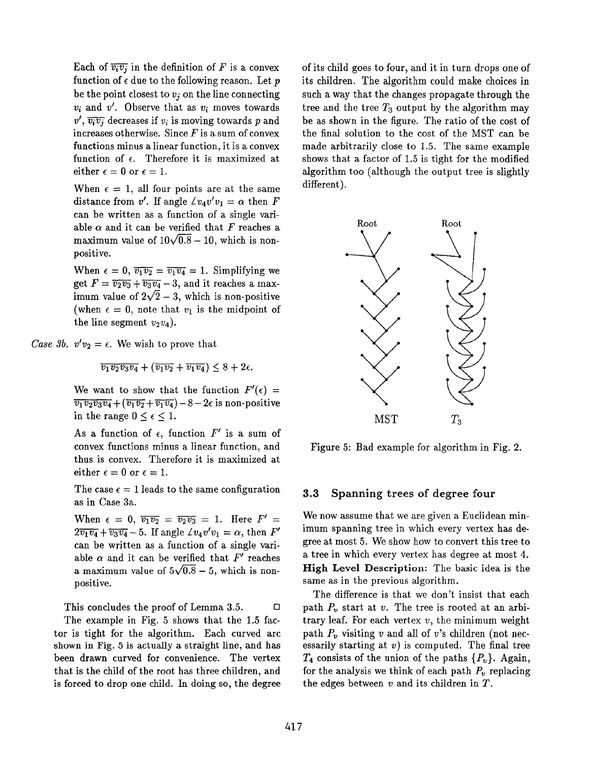Each of $\overline{v_iv_j}$ in the definition of $F$ is a convex function of $\epsilon$ due to the following reason. Let $p$ be the point closest to $v_j$ on the line connecting $v_i$ and $v'$. Observe that as $v_i$ moves towards $v'$, $\overline{v_iv_j}$ decreases if $v_i$ is moving towards $p$ and increases otherwise. Since $F$ is a sum of convex functions minus a linear function, it is a convex function of $\epsilon$. Therefore it is maximized at either $\epsilon = 0$ or $\epsilon = 1$.

When $\epsilon = 1$, all four points are at the same distance from $v'$. If angle $\angle v_4v'v_1 = \alpha$ then $F$ can be written as a function of a single variable $\alpha$ and it can be verified that $F$ reaches a maximum value of $10\sqrt{0.8} - 10$, which is non-positive.

When $\epsilon = 0$, $\overline{v_1v_2} = \overline{v_1v_4} = 1$. Simplifying we get $F = \overline{v_2v_3} + \overline{v_3v_4} - 3$, and it reaches a maximum value of $2\sqrt{2} - 3$, which is non-positive (when $\epsilon = 0$, note that $v_1$ is the midpoint of the line segment $v_2v_4$).

*Case 3b.* $v'v_2 = \epsilon$. We wish to prove that

$$\overline{v_1v_2v_3v_4} + (\overline{v_1v_2} + \overline{v_1v_4}) \leq 8 + 2\epsilon.$$

We want to show that the function $F'(\epsilon) = \overline{v_1v_2v_3v_4} + (\overline{v_1v_2} + \overline{v_1v_4}) - 8 - 2\epsilon$ is non-positive in the range $0 \leq \epsilon \leq 1$.

As a function of $\epsilon$, function $F'$ is a sum of convex functions minus a linear function, and thus is convex. Therefore it is maximized at either $\epsilon = 0$ or $\epsilon = 1$.

The case $\epsilon = 1$ leads to the same configuration as in Case 3a.

When $\epsilon = 0$, $\overline{v_1v_2} = \overline{v_2v_3} = 1$. Here $F' = 2\overline{v_1v_4} + \overline{v_3v_4} - 5$. If angle $\angle v_4v'v_1 = \alpha$, then $F'$ can be written as a function of a single variable $\alpha$ and it can be verified that $F'$ reaches a maximum value of $5\sqrt{0.8} - 5$, which is non-positive.

This concludes the proof of Lemma 3.5. □

The example in Fig. 5 shows that the 1.5 factor is tight for the algorithm. Each curved arc shown in Fig. 5 is actually a straight line, and has been drawn curved for convenience. The vertex that is the child of the root has three children, and is forced to drop one child. In doing so, the degree of its child goes to four, and it in turn drops one of its children. The algorithm could make choices in such a way that the changes propagate through the tree and the tree $T_3$ output by the algorithm may be as shown in the figure. The ratio of the cost of the final solution to the cost of the MST can be made arbitrarily close to 1.5. The same example shows that a factor of 1.5 is tight for the modified algorithm too (although the output tree is slightly different).

Figure 5: Bad example for algorithm in Fig. 2.

### 3.3 Spanning trees of degree four

We now assume that we are given a Euclidean minimum spanning tree in which every vertex has degree at most 5. We show how to convert this tree to a tree in which every vertex has degree at most 4.

**High Level Description:** The basic idea is the same as in the previous algorithm.

The difference is that we don't insist that each path $P_v$ start at $v$. The tree is rooted at an arbitrary leaf. For each vertex $v$, the minimum weight path $P_v$ visiting $v$ and all of $v$'s children (not necessarily starting at $v$) is computed. The final tree $T_4$ consists of the union of the paths $\{P_v\}$. Again, for the analysis we think of each path $P_v$ replacing the edges between $v$ and its children in $T$.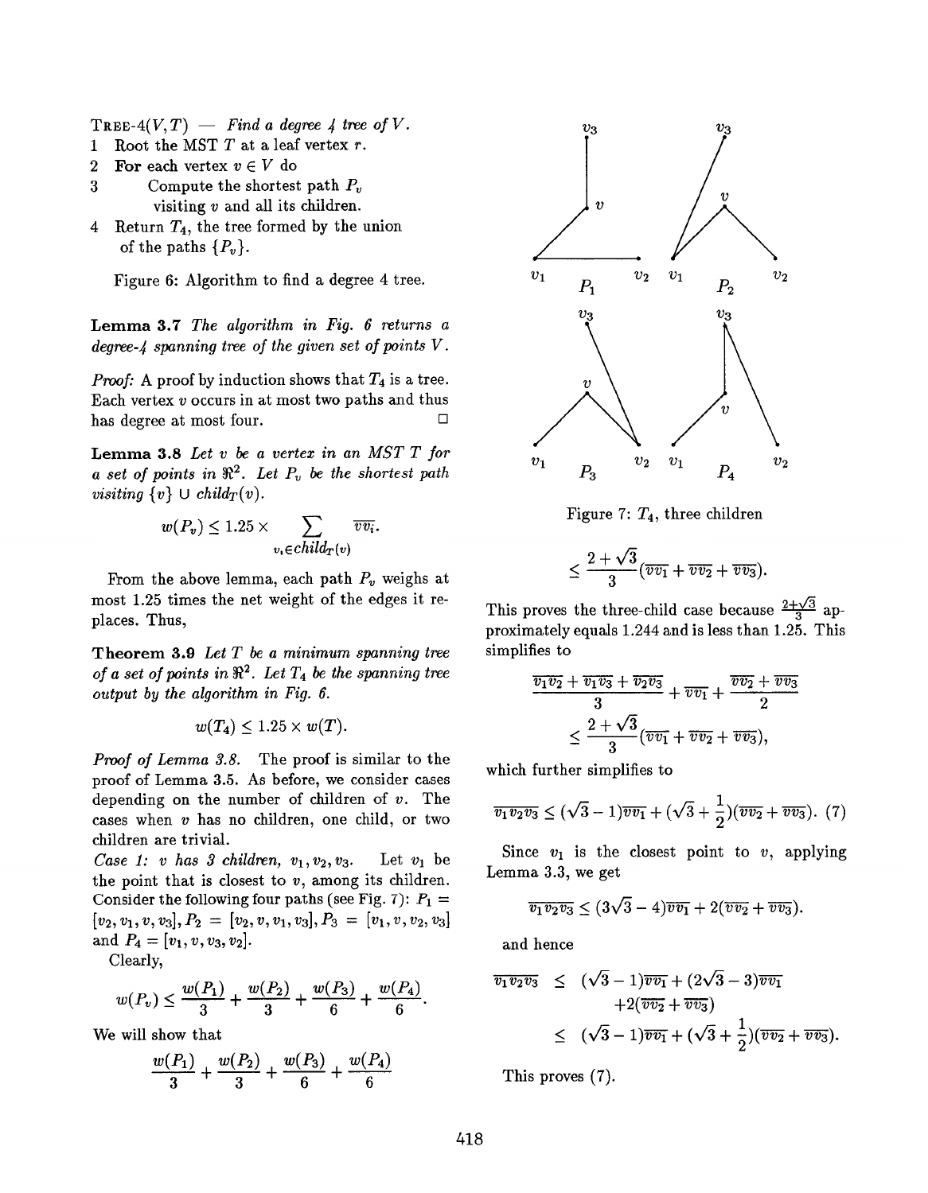TREE-4($V, T$) — *Find a degree 4 tree of $V$.*

1 Root the MST $T$ at a leaf vertex $r$.
2 **For** each vertex $v \in V$ do
3  Compute the shortest path $P_v$ visiting $v$ and all its children.
4 Return $T_4$, the tree formed by the union of the paths $\{P_v\}$.

Figure 6: Algorithm to find a degree 4 tree.

**Lemma 3.7** *The algorithm in Fig. 6 returns a degree-4 spanning tree of the given set of points $V$.*

*Proof:* A proof by induction shows that $T_4$ is a tree. Each vertex $v$ occurs in at most two paths and thus has degree at most four. □

**Lemma 3.8** *Let $v$ be a vertex in an MST $T$ for a set of points in $\Re^2$. Let $P_v$ be the shortest path visiting $\{v\} \cup child_T(v)$.*

$$w(P_v) \leq 1.25 \times \sum_{v_i \in child_T(v)} \overline{vv_i}.$$

From the above lemma, each path $P_v$ weighs at most 1.25 times the net weight of the edges it replaces. Thus,

**Theorem 3.9** *Let $T$ be a minimum spanning tree of a set of points in $\Re^2$. Let $T_4$ be the spanning tree output by the algorithm in Fig. 6.*

$$w(T_4) \leq 1.25 \times w(T).$$

*Proof of Lemma 3.8.* The proof is similar to the proof of Lemma 3.5. As before, we consider cases depending on the number of children of $v$. The cases when $v$ has no children, one child, or two children are trivial.

*Case 1: $v$ has 3 children, $v_1, v_2, v_3$.* Let $v_1$ be the point that is closest to $v$, among its children. Consider the following four paths (see Fig. 7): $P_1 = [v_2, v_1, v, v_3]$, $P_2 = [v_2, v, v_1, v_3]$, $P_3 = [v_1, v, v_2, v_3]$ and $P_4 = [v_1, v, v_3, v_2]$.

Clearly,

$$w(P_v) \leq \frac{w(P_1)}{3} + \frac{w(P_2)}{3} + \frac{w(P_3)}{6} + \frac{w(P_4)}{6}.$$

We will show that

$$\frac{w(P_1)}{3} + \frac{w(P_2)}{3} + \frac{w(P_3)}{6} + \frac{w(P_4)}{6}$$

Figure 7: $T_4$, three children

$$\leq \frac{2+\sqrt{3}}{3}(\overline{vv_1} + \overline{vv_2} + \overline{vv_3}).$$

This proves the three-child case because $\frac{2+\sqrt{3}}{3}$ approximately equals 1.244 and is less than 1.25. This simplifies to

$$\frac{\overline{v_1v_2} + \overline{v_1v_3} + \overline{v_2v_3}}{3} + \overline{vv_1} + \frac{\overline{vv_2} + \overline{vv_3}}{2} \leq \frac{2+\sqrt{3}}{3}(\overline{vv_1} + \overline{vv_2} + \overline{vv_3}),$$

which further simplifies to

$$\overline{v_1v_2v_3} \leq (\sqrt{3}-1)\overline{vv_1} + (\sqrt{3}+\frac{1}{2})(\overline{vv_2} + \overline{vv_3}). \quad (7)$$

Since $v_1$ is the closest point to $v$, applying Lemma 3.3, we get

$$\overline{v_1v_2v_3} \leq (3\sqrt{3}-4)\overline{vv_1} + 2(\overline{vv_2} + \overline{vv_3}).$$

and hence

$$\begin{aligned}\overline{v_1v_2v_3} &\leq (\sqrt{3}-1)\overline{vv_1} + (2\sqrt{3}-3)\overline{vv_1} \\ &\quad + 2(\overline{vv_2} + \overline{vv_3}) \\ &\leq (\sqrt{3}-1)\overline{vv_1} + (\sqrt{3}+\frac{1}{2})(\overline{vv_2} + \overline{vv_3}).\end{aligned}$$

This proves (7).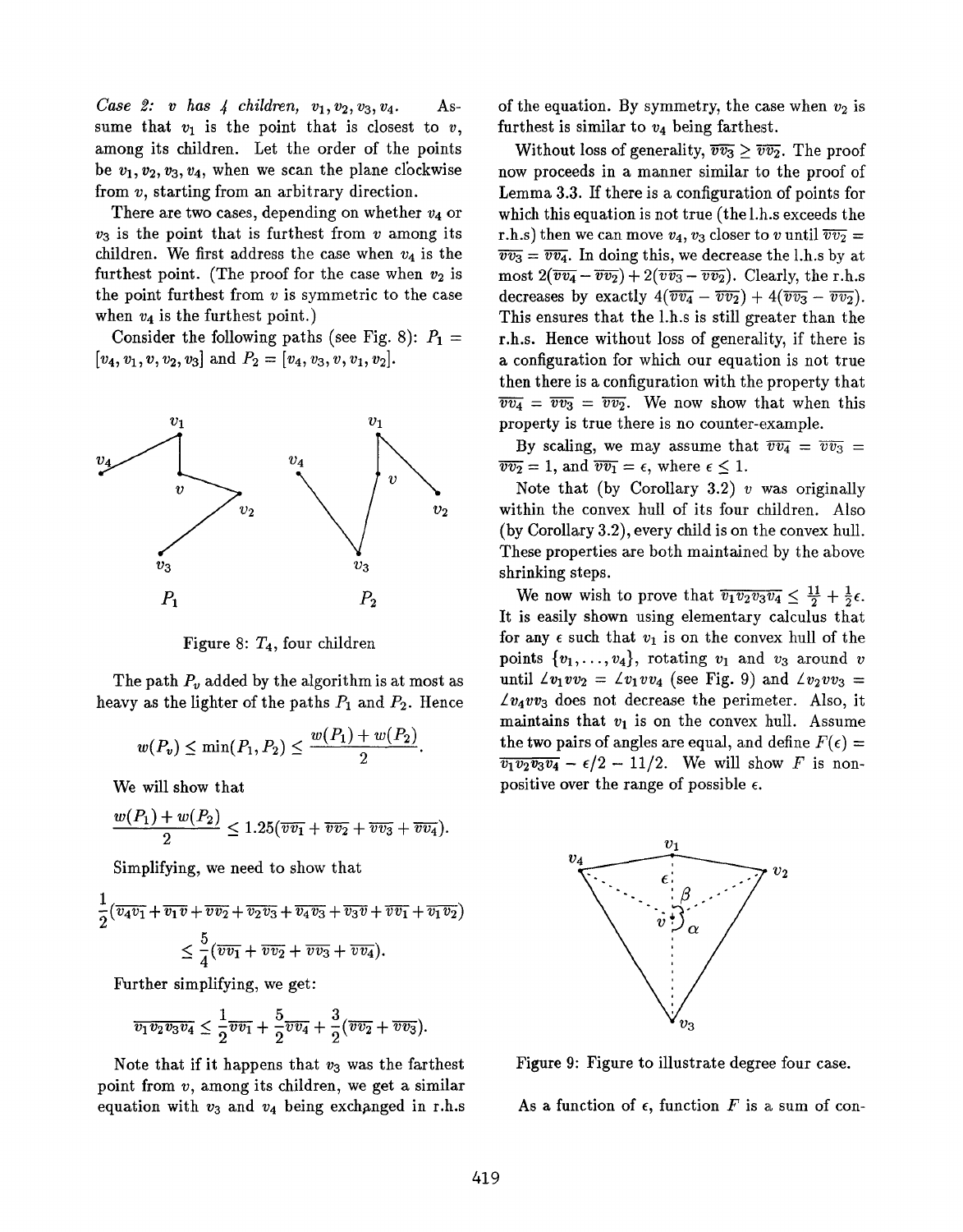*Case 2: v has 4 children,* $v_1, v_2, v_3, v_4$. Assume that $v_1$ is the point that is closest to $v$, among its children. Let the order of the points be $v_1, v_2, v_3, v_4$, when we scan the plane clockwise from $v$, starting from an arbitrary direction.

There are two cases, depending on whether $v_4$ or $v_3$ is the point that is furthest from $v$ among its children. We first address the case when $v_4$ is the furthest point. (The proof for the case when $v_2$ is the point furthest from $v$ is symmetric to the case when $v_4$ is the furthest point.)

Consider the following paths (see Fig. 8): $P_1 = [v_4, v_1, v, v_2, v_3]$ and $P_2 = [v_4, v_3, v, v_1, v_2]$.

Figure 8: $T_4$, four children

The path $P_v$ added by the algorithm is at most as heavy as the lighter of the paths $P_1$ and $P_2$. Hence

$$w(P_v) \leq \min(P_1, P_2) \leq \frac{w(P_1) + w(P_2)}{2}.$$

We will show that

$$\frac{w(P_1) + w(P_2)}{2} \leq 1.25(\overline{vv_1} + \overline{vv_2} + \overline{vv_3} + \overline{vv_4}).$$

Simplifying, we need to show that

$$\frac{1}{2}(\overline{v_4v_1} + \overline{v_1v} + \overline{vv_2} + \overline{v_2v_3} + \overline{v_4v_3} + \overline{v_3v} + \overline{vv_1} + \overline{v_1v_2}) \leq \frac{5}{4}(\overline{vv_1} + \overline{vv_2} + \overline{vv_3} + \overline{vv_4}).$$

Further simplifying, we get:

$$\overline{v_1v_2v_3v_4} \leq \frac{1}{2}\overline{vv_1} + \frac{5}{2}\overline{vv_4} + \frac{3}{2}(\overline{vv_2} + \overline{vv_3}).$$

Note that if it happens that $v_3$ was the farthest point from $v$, among its children, we get a similar equation with $v_3$ and $v_4$ being exchanged in r.h.s of the equation. By symmetry, the case when $v_2$ is furthest is similar to $v_4$ being farthest.

Without loss of generality, $\overline{vv_3} \geq \overline{vv_2}$. The proof now proceeds in a manner similar to the proof of Lemma 3.3. If there is a configuration of points for which this equation is not true (the l.h.s exceeds the r.h.s) then we can move $v_4, v_3$ closer to $v$ until $\overline{vv_2} = \overline{vv_3} = \overline{vv_4}$. In doing this, we decrease the l.h.s by at most $2(\overline{vv_4} - \overline{vv_2}) + 2(\overline{vv_3} - \overline{vv_2})$. Clearly, the r.h.s decreases by exactly $4(\overline{vv_4} - \overline{vv_2}) + 4(\overline{vv_3} - \overline{vv_2})$. This ensures that the l.h.s is still greater than the r.h.s. Hence without loss of generality, if there is a configuration for which our equation is not true then there is a configuration with the property that $\overline{vv_4} = \overline{vv_3} = \overline{vv_2}$. We now show that when this property is true there is no counter-example.

By scaling, we may assume that $\overline{vv_4} = \overline{vv_3} = \overline{vv_2} = 1$, and $\overline{vv_1} = \epsilon$, where $\epsilon \leq 1$.

Note that (by Corollary 3.2) $v$ was originally within the convex hull of its four children. Also (by Corollary 3.2), every child is on the convex hull. These properties are both maintained by the above shrinking steps.

We now wish to prove that $\overline{v_1v_2v_3v_4} \leq \frac{11}{2} + \frac{1}{2}\epsilon$. It is easily shown using elementary calculus that for any $\epsilon$ such that $v_1$ is on the convex hull of the points $\{v_1, \ldots, v_4\}$, rotating $v_1$ and $v_3$ around $v$ until $\angle v_1vv_2 = \angle v_1vv_4$ (see Fig. 9) and $\angle v_2vv_3 = \angle v_4vv_3$ does not decrease the perimeter. Also, it maintains that $v_1$ is on the convex hull. Assume the two pairs of angles are equal, and define $F(\epsilon) = \overline{v_1v_2v_3v_4} - \epsilon/2 - 11/2$. We will show $F$ is non-positive over the range of possible $\epsilon$.

Figure 9: Figure to illustrate degree four case.

As a function of $\epsilon$, function $F$ is a sum of con-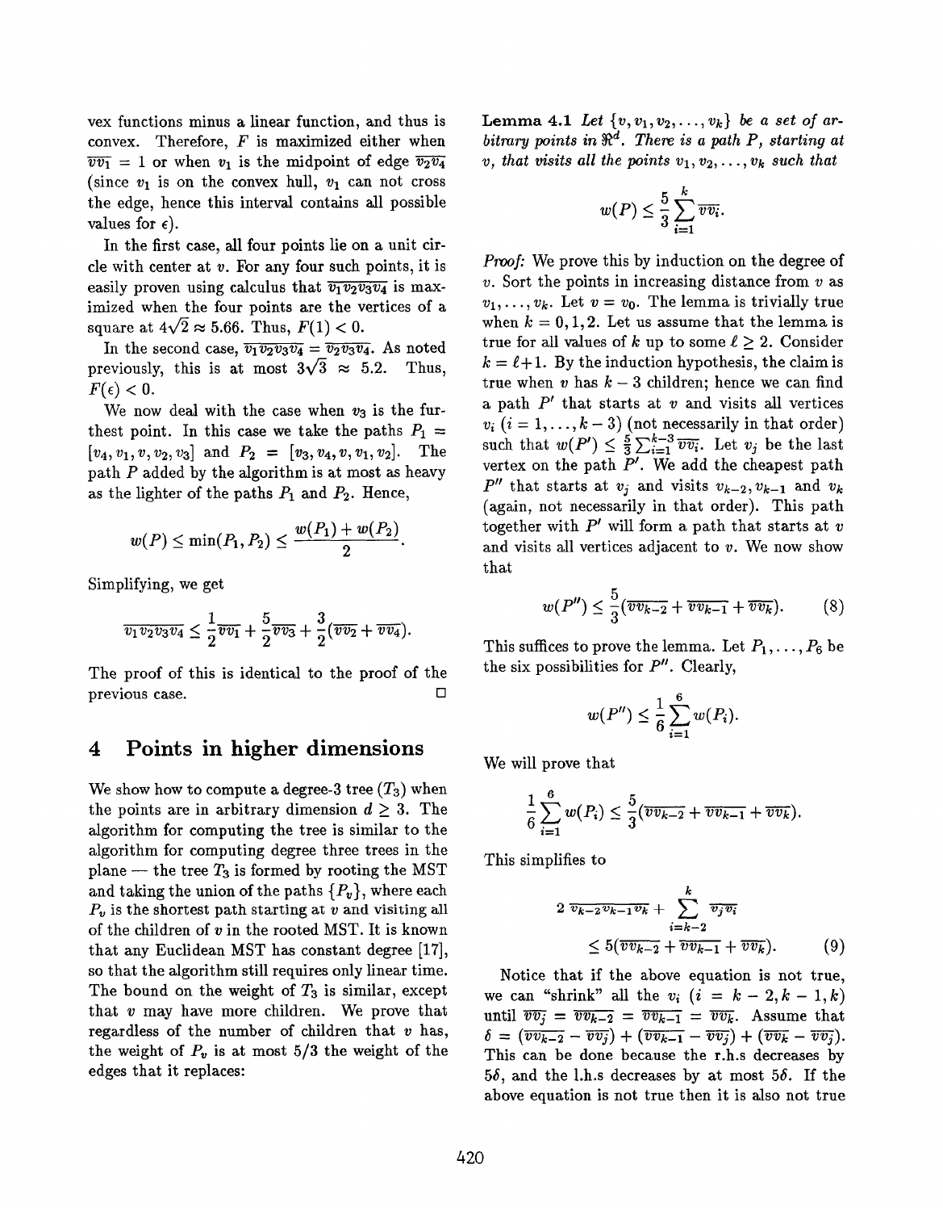vex functions minus a linear function, and thus is convex. Therefore, $F$ is maximized either when $\overline{vv_1} = 1$ or when $v_1$ is the midpoint of edge $\overline{v_2v_4}$ (since $v_1$ is on the convex hull, $v_1$ can not cross the edge, hence this interval contains all possible values for $\epsilon$).

In the first case, all four points lie on a unit circle with center at $v$. For any four such points, it is easily proven using calculus that $\overline{v_1v_2v_3v_4}$ is maximized when the four points are the vertices of a square at $4\sqrt{2} \approx 5.66$. Thus, $F(1) < 0$.

In the second case, $\overline{v_1v_2v_3v_4} = \overline{v_2v_3v_4}$. As noted previously, this is at most $3\sqrt{3} \approx 5.2$. Thus, $F(\epsilon) < 0$.

We now deal with the case when $v_3$ is the furthest point. In this case we take the paths $P_1 = [v_4, v_1, v, v_2, v_3]$ and $P_2 = [v_3, v_4, v, v_1, v_2]$. The path $P$ added by the algorithm is at most as heavy as the lighter of the paths $P_1$ and $P_2$. Hence,

$$w(P) \leq \min(P_1, P_2) \leq \frac{w(P_1) + w(P_2)}{2}.$$

Simplifying, we get

$$\overline{v_1v_2v_3v_4} \leq \frac{1}{2}\overline{vv_1} + \frac{5}{2}\overline{vv_3} + \frac{3}{2}(\overline{vv_2} + \overline{vv_4}).$$

The proof of this is identical to the proof of the previous case. □

## 4 Points in higher dimensions

We show how to compute a degree-3 tree ($T_3$) when the points are in arbitrary dimension $d \geq 3$. The algorithm for computing the tree is similar to the algorithm for computing degree three trees in the plane — the tree $T_3$ is formed by rooting the MST and taking the union of the paths $\{P_v\}$, where each $P_v$ is the shortest path starting at $v$ and visiting all of the children of $v$ in the rooted MST. It is known that any Euclidean MST has constant degree [17], so that the algorithm still requires only linear time. The bound on the weight of $T_3$ is similar, except that $v$ may have more children. We prove that regardless of the number of children that $v$ has, the weight of $P_v$ is at most 5/3 the weight of the edges that it replaces:

**Lemma 4.1** *Let $\{v, v_1, v_2, \ldots, v_k\}$ be a set of arbitrary points in $\Re^d$. There is a path $P$, starting at $v$, that visits all the points $v_1, v_2, \ldots, v_k$ such that*

$$w(P) \leq \frac{5}{3}\sum_{i=1}^{k} \overline{vv_i}.$$

*Proof:* We prove this by induction on the degree of $v$. Sort the points in increasing distance from $v$ as $v_1, \ldots, v_k$. Let $v = v_0$. The lemma is trivially true when $k = 0, 1, 2$. Let us assume that the lemma is true for all values of $k$ up to some $\ell \geq 2$. Consider $k = \ell + 1$. By the induction hypothesis, the claim is true when $v$ has $k-3$ children; hence we can find a path $P'$ that starts at $v$ and visits all vertices $v_i$ $(i = 1, \ldots, k-3)$ (not necessarily in that order) such that $w(P') \leq \frac{5}{3}\sum_{i=1}^{k-3}\overline{vv_i}$. Let $v_j$ be the last vertex on the path $P'$. We add the cheapest path $P''$ that starts at $v_j$ and visits $v_{k-2}, v_{k-1}$ and $v_k$ (again, not necessarily in that order). This path together with $P'$ will form a path that starts at $v$ and visits all vertices adjacent to $v$. We now show that

$$w(P'') \leq \frac{5}{3}(\overline{vv_{k-2}} + \overline{vv_{k-1}} + \overline{vv_k}). \qquad (8)$$

This suffices to prove the lemma. Let $P_1, \ldots, P_6$ be the six possibilities for $P''$. Clearly,

$$w(P'') \leq \frac{1}{6}\sum_{i=1}^{6} w(P_i).$$

We will prove that

$$\frac{1}{6}\sum_{i=1}^{6} w(P_i) \leq \frac{5}{3}(\overline{vv_{k-2}} + \overline{vv_{k-1}} + \overline{vv_k}).$$

This simplifies to

$$2\,\overline{v_{k-2}v_{k-1}v_k} + \sum_{i=k-2}^{k} \overline{v_jv_i} \leq 5(\overline{vv_{k-2}} + \overline{vv_{k-1}} + \overline{vv_k}). \qquad (9)$$

Notice that if the above equation is not true, we can "shrink" all the $v_i$ $(i = k-2, k-1, k)$ until $\overline{vv_j} = \overline{vv_{k-2}} = \overline{vv_{k-1}} = \overline{vv_k}$. Assume that $\delta = (\overline{vv_{k-2}} - \overline{vv_j}) + (\overline{vv_{k-1}} - \overline{vv_j}) + (\overline{vv_k} - \overline{vv_j})$. This can be done because the r.h.s decreases by $5\delta$, and the l.h.s decreases by at most $5\delta$. If the above equation is not true then it is also not true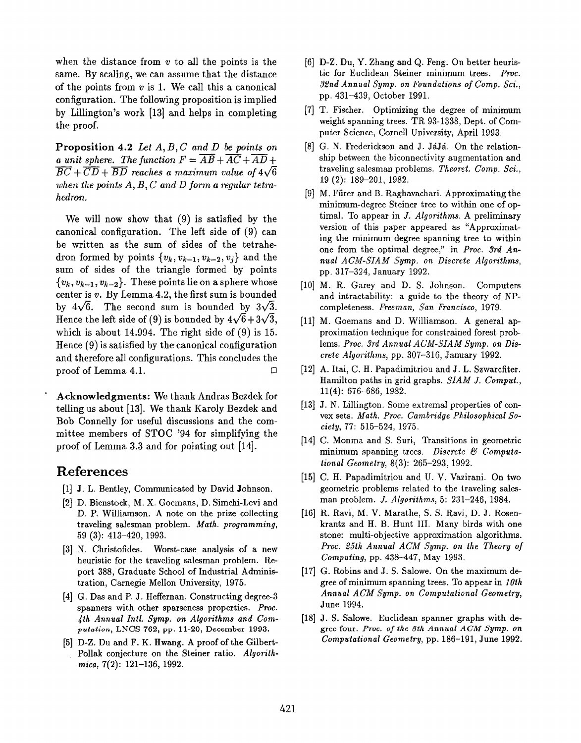when the distance from $v$ to all the points is the same. By scaling, we can assume that the distance of the points from $v$ is 1. We call this a canonical configuration. The following proposition is implied by Lillington's work [13] and helps in completing the proof.

**Proposition 4.2** *Let $A, B, C$ and $D$ be points on a unit sphere. The function $F = \overline{AB} + \overline{AC} + \overline{AD} + \overline{BC} + \overline{CD} + \overline{BD}$ reaches a maximum value of $4\sqrt{6}$ when the points $A, B, C$ and $D$ form a regular tetrahedron.*

We will now show that (9) is satisfied by the canonical configuration. The left side of (9) can be written as the sum of sides of the tetrahedron formed by points $\{v_k, v_{k-1}, v_{k-2}, v_j\}$ and the sum of sides of the triangle formed by points $\{v_k, v_{k-1}, v_{k-2}\}$. These points lie on a sphere whose center is $v$. By Lemma 4.2, the first sum is bounded by $4\sqrt{6}$. The second sum is bounded by $3\sqrt{3}$. Hence the left side of (9) is bounded by $4\sqrt{6} + 3\sqrt{3}$, which is about 14.994. The right side of (9) is 15. Hence (9) is satisfied by the canonical configuration and therefore all configurations. This concludes the proof of Lemma 4.1. □

**Acknowledgments:** We thank Andras Bezdek for telling us about [13]. We thank Karoly Bezdek and Bob Connelly for useful discussions and the committee members of STOC '94 for simplifying the proof of Lemma 3.3 and for pointing out [14].

## References

[1] J. L. Bentley, Communicated by David Johnson.

[2] D. Bienstock, M. X. Goemans, D. Simchi-Levi and D. P. Williamson. A note on the prize collecting traveling salesman problem. *Math. programming*, 59 (3): 413–420, 1993.

[3] N. Christofides. Worst-case analysis of a new heuristic for the traveling salesman problem. Report 388, Graduate School of Industrial Administration, Carnegie Mellon University, 1975.

[4] G. Das and P. J. Heffernan. Constructing degree-3 spanners with other sparseness properties. *Proc. 4th Annual Intl. Symp. on Algorithms and Computation*, LNCS 762, pp. 11-20, December 1993.

[5] D-Z. Du and F. K. Hwang. A proof of the Gilbert-Pollak conjecture on the Steiner ratio. *Algorithmica*, 7(2): 121–136, 1992.

[6] D-Z. Du, Y. Zhang and Q. Feng. On better heuristic for Euclidean Steiner minimum trees. *Proc. 32nd Annual Symp. on Foundations of Comp. Sci.*, pp. 431–439, October 1991.

[7] T. Fischer. Optimizing the degree of minimum weight spanning trees. TR 93-1338, Dept. of Computer Science, Cornell University, April 1993.

[8] G. N. Frederickson and J. JáJá. On the relationship between the biconnectivity augmentation and traveling salesman problems. *Theoret. Comp. Sci.*, 19 (2): 189–201, 1982.

[9] M. Fürer and B. Raghavachari. Approximating the minimum-degree Steiner tree to within one of optimal. To appear in *J. Algorithms*. A preliminary version of this paper appeared as "Approximating the minimum degree spanning tree to within one from the optimal degree," in *Proc. 3rd Annual ACM-SIAM Symp. on Discrete Algorithms*, pp. 317–324, January 1992.

[10] M. R. Garey and D. S. Johnson. Computers and intractability: a guide to the theory of NP-completeness. *Freeman, San Francisco*, 1979.

[11] M. Goemans and D. Williamson. A general approximation technique for constrained forest problems. *Proc. 3rd Annual ACM-SIAM Symp. on Discrete Algorithms*, pp. 307–316, January 1992.

[12] A. Itai, C. H. Papadimitriou and J. L. Szwarcfiter. Hamilton paths in grid graphs. *SIAM J. Comput.*, 11(4): 676–686, 1982.

[13] J. N. Lillington. Some extremal properties of convex sets. *Math. Proc. Cambridge Philosophical Society*, 77: 515–524, 1975.

[14] C. Monma and S. Suri, Transitions in geometric minimum spanning trees. *Discrete & Computational Geometry*, 8(3): 265–293, 1992.

[15] C. H. Papadimitriou and U. V. Vazirani. On two geometric problems related to the traveling salesman problem. *J. Algorithms*, 5: 231–246, 1984.

[16] R. Ravi, M. V. Marathe, S. S. Ravi, D. J. Rosenkrantz and H. B. Hunt III. Many birds with one stone: multi-objective approximation algorithms. *Proc. 25th Annual ACM Symp. on the Theory of Computing*, pp. 438–447, May 1993.

[17] G. Robins and J. S. Salowe. On the maximum degree of minimum spanning trees. To appear in *10th Annual ACM Symp. on Computational Geometry*, June 1994.

[18] J. S. Salowe. Euclidean spanner graphs with degree four. *Proc. of the 8th Annual ACM Symp. on Computational Geometry*, pp. 186–191, June 1992.